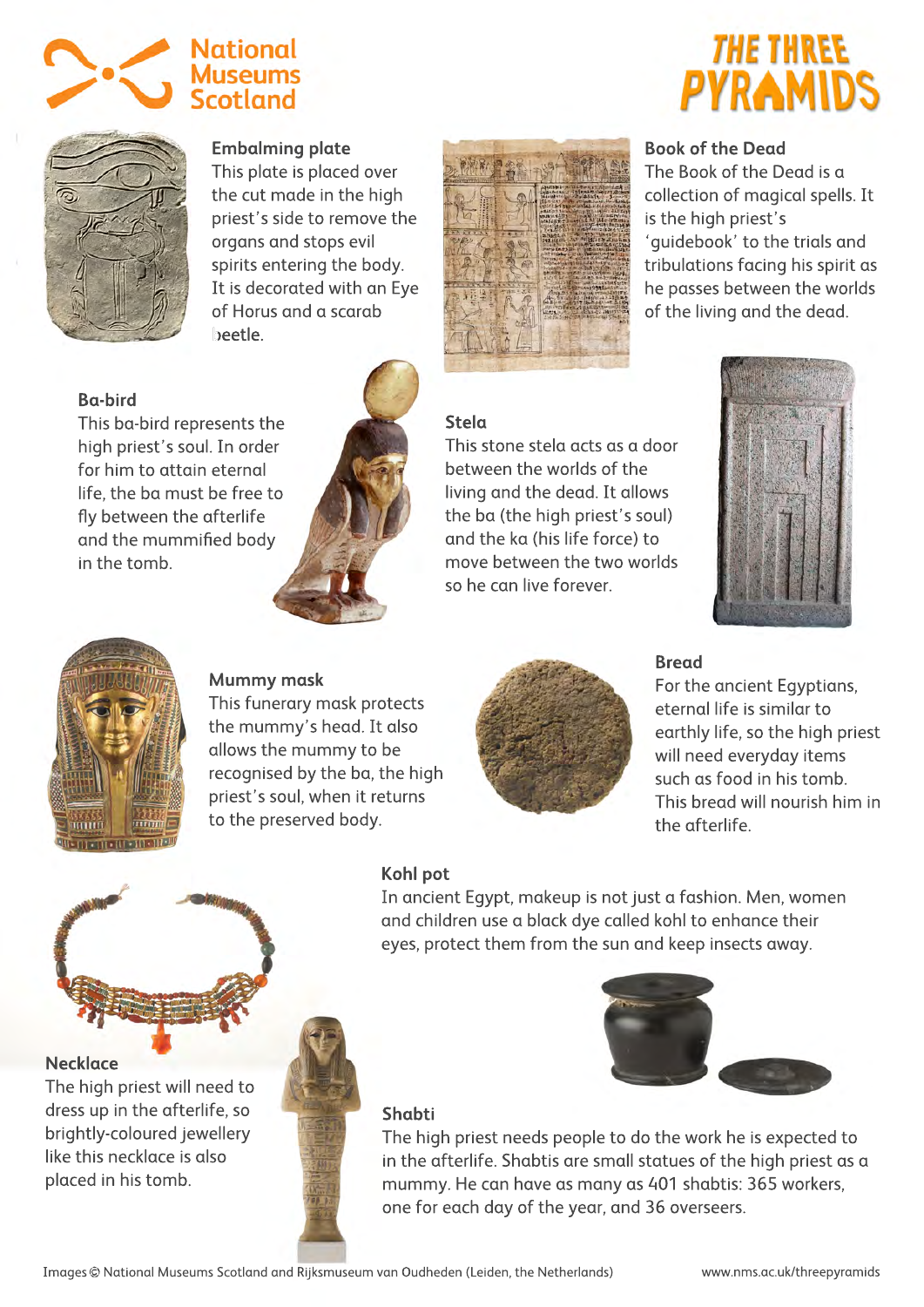National Museums Scotland

# THE THREE PYRAMIDS

### Embalming plate

This plate is placed over the cut made in the high priest's side to remove the organs and stops evil spirits entering the body. It is decorated with an Eye of Horus and a scarab beetle.

### Book of the Dead

The Book of the Dead is a collection of magical spells. It is the high priest's 'guidebook' to the trials and tribulations facing his spirit as he passes between the worlds of the living and the dead.

### Ba-bird

This ba-bird represents the high priest's soul. In order for him to attain eternal life, the ba must be free to fly between the afterlife and the mummified body in the tomb.

### Stela

This stone stela acts as a door between the worlds of the living and the dead. It allows the ba (the high priest's soul) and the ka (his life force) to move between the two worlds so he can live forever.

### Mummy mask

This funerary mask protects the mummy's head. It also allows the mummy to be recognised by the ba, the high priest's soul, when it returns to the preserved body.

### Bread

For the ancient Egyptians, eternal life is similar to earthly life, so the high priest will need everyday items such as food in his tomb. This bread will nourish him in the afterlife.

### Kohl pot

In ancient Egypt, makeup is not just a fashion. Men, women and children use a black dye called kohl to enhance their eyes, protect them from the sun and keep insects away.

### Necklace

The high priest will need to dress up in the afterlife, so brightly-coloured jewellery like this necklace is also placed in his tomb.

### Shabti

The high priest needs people to do the work he is expected to in the afterlife. Shabtis are small statues of the high priest as a mummy. He can have as many as 401 shabtis: 365 workers, one for each day of the year, and 36 overseers.

Images © National Museums Scotland and Rijksmuseum van Oudheden (Leiden, the Netherlands)

www.nms.ac.uk/threepyramids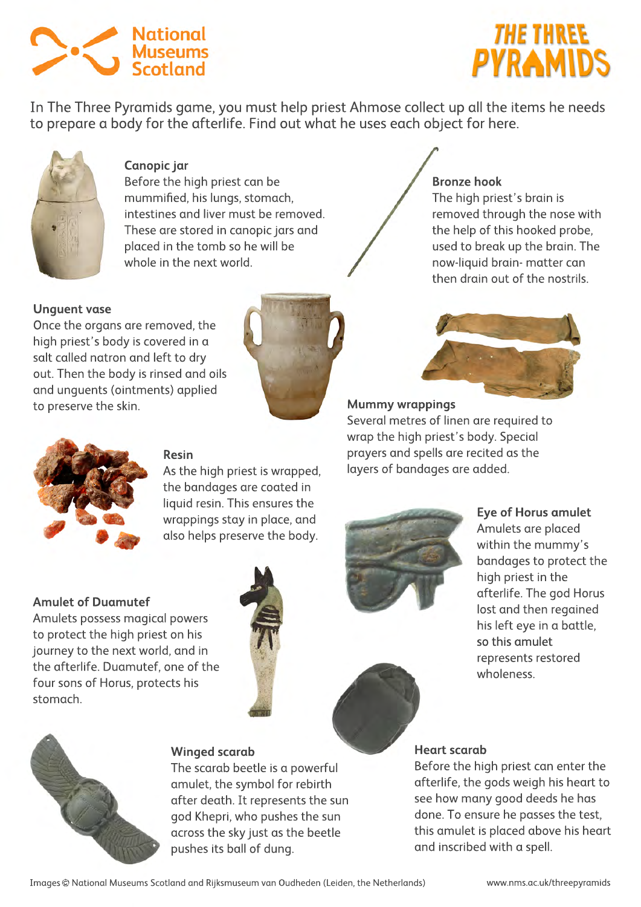National Museums Scotland

# THE THREE PYRAMIDS

In The Three Pyramids game, you must help priest Ahmose collect up all the items he needs to prepare a body for the afterlife. Find out what he uses each object for here.

### Canopic jar

Before the high priest can be mummified, his lungs, stomach, intestines and liver must be removed. These are stored in canopic jars and placed in the tomb so he will be whole in the next world.

### Bronze hook

The high priest's brain is removed through the nose with the help of this hooked probe, used to break up the brain. The now-liquid brain- matter can then drain out of the nostrils.

### Unguent vase

Once the organs are removed, the high priest's body is covered in a salt called natron and left to dry out. Then the body is rinsed and oils and unguents (ointments) applied to preserve the skin.

### Mummy wrappings

Several metres of linen are required to wrap the high priest's body. Special prayers and spells are recited as the layers of bandages are added.

### Resin

As the high priest is wrapped, the bandages are coated in liquid resin. This ensures the wrappings stay in place, and also helps preserve the body.

### Eye of Horus amulet

Amulets are placed within the mummy's bandages to protect the high priest in the afterlife. The god Horus lost and then regained his left eye in a battle, so this amulet represents restored wholeness.

### Amulet of Duamutef

Amulets possess magical powers to protect the high priest on his journey to the next world, and in the afterlife. Duamutef, one of the four sons of Horus, protects his stomach.

### Winged scarab

The scarab beetle is a powerful amulet, the symbol for rebirth after death. It represents the sun god Khepri, who pushes the sun across the sky just as the beetle pushes its ball of dung.

### Heart scarab

Before the high priest can enter the afterlife, the gods weigh his heart to see how many good deeds he has done. To ensure he passes the test, this amulet is placed above his heart and inscribed with a spell.

Images © National Museums Scotland and Rijksmuseum van Oudheden (Leiden, the Netherlands)

www.nms.ac.uk/threepyramids